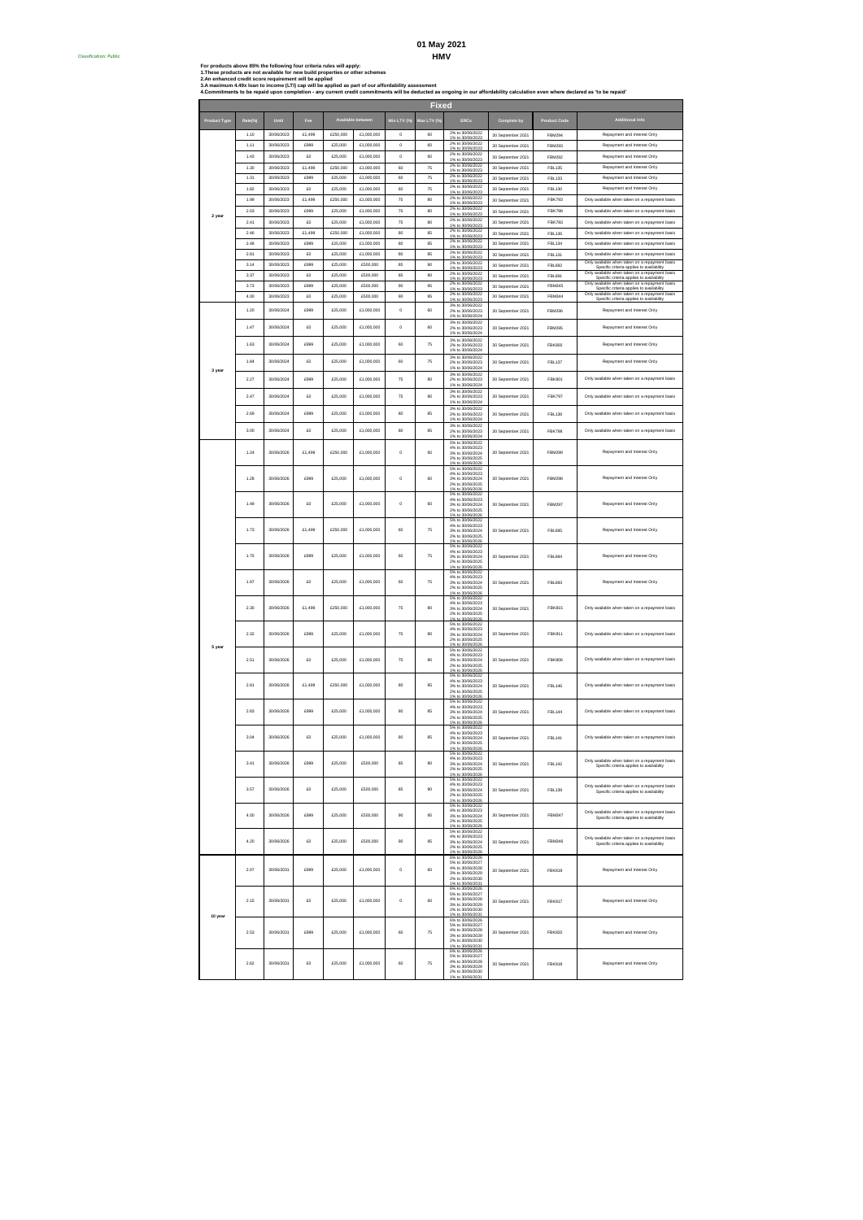Classification: Public

# 01 May 2021

## HMV

**For products above 85% the following four criteria rules will apply:**
**1.These products are not available for new build properties or other schemes**
**2.An enhanced credit score requirement will be applied**
**3.A maximum 4.49x loan to income (LTI) cap will be applied as part of our affordability assessment**
**4.Commitments to be repaid upon completion - any current credit commitments will be deducted as ongoing in our affordability calculation even where declared as 'to be repaid'**

| Fixed | | | | | | | | | | | |
|---|---|---|---|---|---|---|---|---|---|---|---|
| Product Type | Rate(%) | Until | Fee | Available between | | Min LTV (%) | Max LTV (%) | ERCs | Complete by | Product Code | Additional Info |
| 2 year | 1.10 | 30/06/2023 | £1,499 | £250,000 | £1,000,000 | 0 | 60 | 2% to 30/06/2022 1% to 30/06/2023 | 30 September 2021 | FBM294 | Repayment and Interest Only |
| | 1.11 | 30/06/2023 | £999 | £25,000 | £1,000,000 | 0 | 60 | 2% to 30/06/2022 1% to 30/06/2023 | 30 September 2021 | FBM293 | Repayment and Interest Only |
| | 1.43 | 30/06/2023 | £0 | £25,000 | £1,000,000 | 0 | 60 | 2% to 30/06/2022 1% to 30/06/2023 | 30 September 2021 | FBM292 | Repayment and Interest Only |
| | 1.30 | 30/06/2023 | £1,499 | £250,000 | £1,000,000 | 60 | 75 | 2% to 30/06/2022 1% to 30/06/2023 | 30 September 2021 | FBL135 | Repayment and Interest Only |
| | 1.31 | 30/06/2023 | £999 | £25,000 | £1,000,000 | 60 | 75 | 2% to 30/06/2022 1% to 30/06/2023 | 30 September 2021 | FBL133 | Repayment and Interest Only |
| | 1.82 | 30/06/2023 | £0 | £25,000 | £1,000,000 | 60 | 75 | 2% to 30/06/2022 1% to 30/06/2023 | 30 September 2021 | FBL130 | Repayment and Interest Only |
| | 1.99 | 30/06/2023 | £1,499 | £250,000 | £1,000,000 | 75 | 80 | 2% to 30/06/2022 1% to 30/06/2023 | 30 September 2021 | FBK793 | Only available when taken on a repayment basis |
| | 2.03 | 30/06/2023 | £999 | £25,000 | £1,000,000 | 75 | 80 | 2% to 30/06/2022 1% to 30/06/2023 | 30 September 2021 | FBK788 | Only available when taken on a repayment basis |
| | 2.41 | 30/06/2023 | £0 | £25,000 | £1,000,000 | 75 | 80 | 2% to 30/06/2022 1% to 30/06/2023 | 30 September 2021 | FBK783 | Only available when taken on a repayment basis |
| | 2.46 | 30/06/2023 | £1,499 | £250,000 | £1,000,000 | 80 | 85 | 2% to 30/06/2022 1% to 30/06/2023 | 30 September 2021 | FBL136 | Only available when taken on a repayment basis |
| | 2.48 | 30/06/2023 | £999 | £25,000 | £1,000,000 | 80 | 85 | 2% to 30/06/2022 1% to 30/06/2023 | 30 September 2021 | FBL134 | Only available when taken on a repayment basis |
| | 2.81 | 30/06/2023 | £0 | £25,000 | £1,000,000 | 80 | 85 | 2% to 30/06/2022 1% to 30/06/2023 | 30 September 2021 | FBL131 | Only available when taken on a repayment basis |
| | 3.14 | 30/06/2023 | £999 | £25,000 | £500,000 | 85 | 90 | 2% to 30/06/2022 1% to 30/06/2023 | 30 September 2021 | FBL692 | Only available when taken on a repayment basis Specific criteria applies to availability |
| | 3.37 | 30/06/2023 | £0 | £25,000 | £500,000 | 85 | 90 | 2% to 30/06/2022 1% to 30/06/2023 | 30 September 2021 | FBL691 | Only available when taken on a repayment basis Specific criteria applies to availability |
| | 3.73 | 30/06/2023 | £999 | £25,000 | £500,000 | 90 | 95 | 2% to 30/06/2022 1% to 30/06/2023 | 30 September 2021 | FBM345 | Only available when taken on a repayment basis Specific criteria applies to availability |
| | 4.00 | 30/06/2023 | £0 | £25,000 | £500,000 | 90 | 95 | 2% to 30/06/2022 1% to 30/06/2023 | 30 September 2021 | FBM344 | Only available when taken on a repayment basis Specific criteria applies to availability |
| 3 year | 1.20 | 30/06/2024 | £999 | £25,000 | £1,000,000 | 0 | 60 | 3% to 30/06/2022 2% to 30/06/2023 1% to 30/06/2024 | 30 September 2021 | FBM296 | Repayment and Interest Only |
| | 1.47 | 30/06/2024 | £0 | £25,000 | £1,000,000 | 0 | 60 | 3% to 30/06/2022 2% to 30/06/2023 1% to 30/06/2024 | 30 September 2021 | FBM295 | Repayment and Interest Only |
| | 1.63 | 30/06/2024 | £999 | £25,000 | £1,000,000 | 60 | 75 | 3% to 30/06/2022 2% to 30/06/2023 1% to 30/06/2024 | 30 September 2021 | FBK800 | Repayment and Interest Only |
| | 1.84 | 30/06/2024 | £0 | £25,000 | £1,000,000 | 60 | 75 | 3% to 30/06/2022 2% to 30/06/2023 1% to 30/06/2024 | 30 September 2021 | FBL137 | Repayment and Interest Only |
| | 2.27 | 30/06/2024 | £999 | £25,000 | £1,000,000 | 75 | 80 | 3% to 30/06/2022 2% to 30/06/2023 1% to 30/06/2024 | 30 September 2021 | FBK801 | Only available when taken on a repayment basis |
| | 2.47 | 30/06/2024 | £0 | £25,000 | £1,000,000 | 75 | 80 | 3% to 30/06/2022 2% to 30/06/2023 1% to 30/06/2024 | 30 September 2021 | FBK797 | Only available when taken on a repayment basis |
| | 2.69 | 30/06/2024 | £999 | £25,000 | £1,000,000 | 80 | 85 | 3% to 30/06/2022 2% to 30/06/2023 1% to 30/06/2024 | 30 September 2021 | FBL138 | Only available when taken on a repayment basis |
| | 3.00 | 30/06/2024 | £0 | £25,000 | £1,000,000 | 80 | 85 | 3% to 30/06/2022 2% to 30/06/2023 1% to 30/06/2024 | 30 September 2021 | FBK798 | Only available when taken on a repayment basis |
| 5 year | 1.24 | 30/06/2026 | £1,499 | £250,000 | £1,000,000 | 0 | 60 | 5% to 30/06/2022 4% to 30/06/2023 3% to 30/06/2024 2% to 30/06/2025 1% to 30/06/2026 | 30 September 2021 | FBM299 | Repayment and Interest Only |
| | 1.28 | 30/06/2026 | £999 | £25,000 | £1,000,000 | 0 | 60 | 5% to 30/06/2022 4% to 30/06/2023 3% to 30/06/2024 2% to 30/06/2025 1% to 30/06/2026 | 30 September 2021 | FBM298 | Repayment and Interest Only |
| | 1.49 | 30/06/2026 | £0 | £25,000 | £1,000,000 | 0 | 60 | 5% to 30/06/2022 4% to 30/06/2023 3% to 30/06/2024 2% to 30/06/2025 1% to 30/06/2026 | 30 September 2021 | FBM297 | Repayment and Interest Only |
| | 1.73 | 30/06/2026 | £1,499 | £250,000 | £1,000,000 | 60 | 75 | 5% to 30/06/2022 4% to 30/06/2023 3% to 30/06/2024 2% to 30/06/2025 1% to 30/06/2026 | 30 September 2021 | FBL695 | Repayment and Interest Only |
| | 1.75 | 30/06/2026 | £999 | £25,000 | £1,000,000 | 60 | 75 | 5% to 30/06/2022 4% to 30/06/2023 3% to 30/06/2024 2% to 30/06/2025 1% to 30/06/2026 | 30 September 2021 | FBL694 | Repayment and Interest Only |
| | 1.97 | 30/06/2026 | £0 | £25,000 | £1,000,000 | 60 | 75 | 5% to 30/06/2022 4% to 30/06/2023 3% to 30/06/2024 2% to 30/06/2025 1% to 30/06/2026 | 30 September 2021 | FBL693 | Repayment and Interest Only |
| | 2.30 | 30/06/2026 | £1,499 | £250,000 | £1,000,000 | 75 | 80 | 5% to 30/06/2022 4% to 30/06/2023 3% to 30/06/2024 2% to 30/06/2025 1% to 30/06/2026 | 30 September 2021 | FBK815 | Only available when taken on a repayment basis |
| | 2.32 | 30/06/2026 | £999 | £25,000 | £1,000,000 | 75 | 80 | 5% to 30/06/2022 4% to 30/06/2023 3% to 30/06/2024 2% to 30/06/2025 1% to 30/06/2026 | 30 September 2021 | FBK811 | Only available when taken on a repayment basis |
| | 2.51 | 30/06/2026 | £0 | £25,000 | £1,000,000 | 75 | 80 | 5% to 30/06/2022 4% to 30/06/2023 3% to 30/06/2024 2% to 30/06/2025 1% to 30/06/2026 | 30 September 2021 | FBK806 | Only available when taken on a repayment basis |
| | 2.81 | 30/06/2026 | £1,499 | £250,000 | £1,000,000 | 80 | 85 | 5% to 30/06/2022 4% to 30/06/2023 3% to 30/06/2024 2% to 30/06/2025 1% to 30/06/2026 | 30 September 2021 | FBL146 | Only available when taken on a repayment basis |
| | 2.83 | 30/06/2026 | £999 | £25,000 | £1,000,000 | 80 | 85 | 5% to 30/06/2022 4% to 30/06/2023 3% to 30/06/2024 2% to 30/06/2025 1% to 30/06/2026 | 30 September 2021 | FBL144 | Only available when taken on a repayment basis |
| | 3.04 | 30/06/2026 | £0 | £25,000 | £1,000,000 | 80 | 85 | 5% to 30/06/2022 4% to 30/06/2023 3% to 30/06/2024 2% to 30/06/2025 1% to 30/06/2026 | 30 September 2021 | FBL141 | Only available when taken on a repayment basis |
| | 3.41 | 30/06/2026 | £999 | £25,000 | £500,000 | 85 | 90 | 5% to 30/06/2022 4% to 30/06/2023 3% to 30/06/2024 2% to 30/06/2025 1% to 30/06/2026 | 30 September 2021 | FBL142 | Only available when taken on a repayment basis Specific criteria applies to availability |
| | 3.57 | 30/06/2026 | £0 | £25,000 | £500,000 | 85 | 90 | 5% to 30/06/2022 4% to 30/06/2023 3% to 30/06/2024 2% to 30/06/2025 1% to 30/06/2026 | 30 September 2021 | FBL139 | Only available when taken on a repayment basis Specific criteria applies to availability |
| | 4.00 | 30/06/2026 | £999 | £25,000 | £500,000 | 90 | 95 | 5% to 30/06/2022 4% to 30/06/2023 3% to 30/06/2024 2% to 30/06/2025 1% to 30/06/2026 | 30 September 2021 | FBM347 | Only available when taken on a repayment basis Specific criteria applies to availability |
| | 4.20 | 30/06/2026 | £0 | £25,000 | £500,000 | 90 | 95 | 5% to 30/06/2022 4% to 30/06/2023 3% to 30/06/2024 2% to 30/06/2025 1% to 30/06/2026 | 30 September 2021 | FBM346 | Only available when taken on a repayment basis Specific criteria applies to availability |
| 10 year | 2.07 | 30/06/2031 | £999 | £25,000 | £1,000,000 | 0 | 60 | 6% to 30/06/2026 5% to 30/06/2027 4% to 30/06/2028 3% to 30/06/2029 2% to 30/06/2030 1% to 30/06/2031 | 30 September 2021 | FBK019 | Repayment and Interest Only |
| | 2.15 | 30/06/2031 | £0 | £25,000 | £1,000,000 | 0 | 60 | 6% to 30/06/2026 5% to 30/06/2027 4% to 30/06/2028 3% to 30/06/2029 2% to 30/06/2030 1% to 30/06/2031 | 30 September 2021 | FBK017 | Repayment and Interest Only |
| | 2.53 | 30/06/2031 | £999 | £25,000 | £1,000,000 | 60 | 75 | 6% to 30/06/2026 5% to 30/06/2027 4% to 30/06/2028 3% to 30/06/2029 2% to 30/06/2030 1% to 30/06/2031 | 30 September 2021 | FBK020 | Repayment and Interest Only |
| | 2.62 | 30/06/2031 | £0 | £25,000 | £1,000,000 | 60 | 75 | 6% to 30/06/2026 5% to 30/06/2027 4% to 30/06/2028 3% to 30/06/2029 2% to 30/06/2030 1% to 30/06/2031 | 30 September 2021 | FBK018 | Repayment and Interest Only |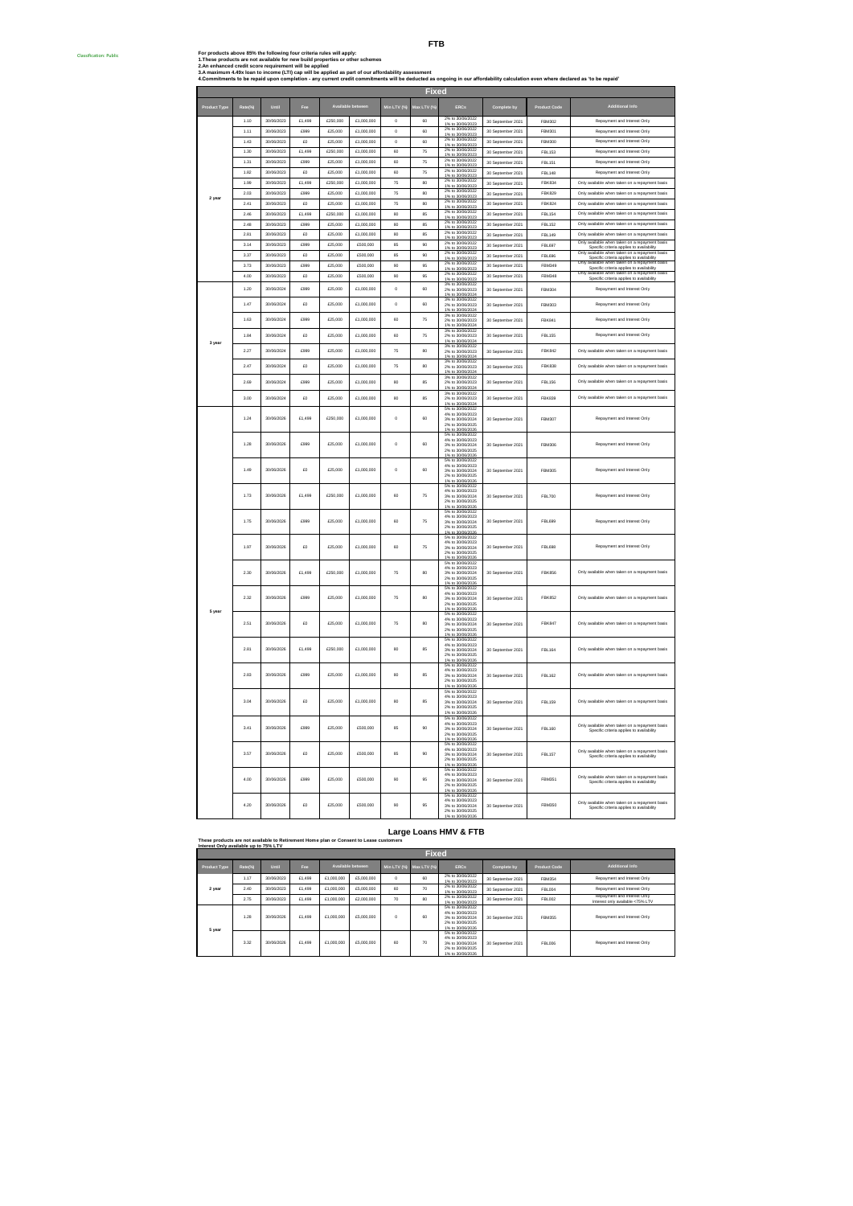Classification: Public

# FTB

**For products above 85% the following four criteria rules will apply:**
**1.These products are not available for new build properties or other schemes**
**2.An enhanced credit score requirement will be applied**
**3.A maximum 4.49x loan to income (LTI) cap will be applied as part of our affordability assessment**
**4.Commitments to be repaid upon completion - any current credit commitments will be deducted as ongoing in our affordability calculation even where declared as 'to be repaid'**

| Fixed | | | | | | | | | | | |
|---|---|---|---|---|---|---|---|---|---|---|---|
| Product Type | Rate(%) | Until | Fee | Available between | | Min LTV (%) | Max LTV (%) | ERCs | Complete by | Product Code | Additional Info |
| 2 year | 1.10 | 30/06/2023 | £1,499 | £250,000 | £1,000,000 | 0 | 60 | 2% to 30/06/2022 1% to 30/06/2023 | 30 September 2021 | FBM302 | Repayment and Interest Only |
| | 1.11 | 30/06/2023 | £999 | £25,000 | £1,000,000 | 0 | 60 | 2% to 30/06/2022 1% to 30/06/2023 | 30 September 2021 | FBM301 | Repayment and Interest Only |
| | 1.43 | 30/06/2023 | £0 | £25,000 | £1,000,000 | 0 | 60 | 2% to 30/06/2022 1% to 30/06/2023 | 30 September 2021 | FBM300 | Repayment and Interest Only |
| | 1.30 | 30/06/2023 | £1,499 | £250,000 | £1,000,000 | 60 | 75 | 2% to 30/06/2022 1% to 30/06/2023 | 30 September 2021 | FBL153 | Repayment and Interest Only |
| | 1.31 | 30/06/2023 | £999 | £25,000 | £1,000,000 | 60 | 75 | 2% to 30/06/2022 1% to 30/06/2023 | 30 September 2021 | FBL151 | Repayment and Interest Only |
| | 1.82 | 30/06/2023 | £0 | £25,000 | £1,000,000 | 60 | 75 | 2% to 30/06/2022 1% to 30/06/2023 | 30 September 2021 | FBL148 | Repayment and Interest Only |
| | 1.99 | 30/06/2023 | £1,499 | £250,000 | £1,000,000 | 75 | 80 | 2% to 30/06/2022 1% to 30/06/2023 | 30 September 2021 | FBK834 | Only available when taken on a repayment basis |
| | 2.03 | 30/06/2023 | £999 | £25,000 | £1,000,000 | 75 | 80 | 2% to 30/06/2022 1% to 30/06/2023 | 30 September 2021 | FBK829 | Only available when taken on a repayment basis |
| | 2.41 | 30/06/2023 | £0 | £25,000 | £1,000,000 | 75 | 80 | 2% to 30/06/2022 1% to 30/06/2023 | 30 September 2021 | FBK824 | Only available when taken on a repayment basis |
| | 2.46 | 30/06/2023 | £1,499 | £250,000 | £1,000,000 | 80 | 85 | 2% to 30/06/2022 1% to 30/06/2023 | 30 September 2021 | FBL154 | Only available when taken on a repayment basis |
| | 2.48 | 30/06/2023 | £999 | £25,000 | £1,000,000 | 80 | 85 | 2% to 30/06/2022 1% to 30/06/2023 | 30 September 2021 | FBL152 | Only available when taken on a repayment basis |
| | 2.81 | 30/06/2023 | £0 | £25,000 | £1,000,000 | 80 | 85 | 2% to 30/06/2022 1% to 30/06/2023 | 30 September 2021 | FBL149 | Only available when taken on a repayment basis |
| | 3.14 | 30/06/2023 | £999 | £25,000 | £500,000 | 85 | 90 | 2% to 30/06/2022 1% to 30/06/2023 | 30 September 2021 | FBL687 | Only available when taken on a repayment basis Specific criteria applies to availability |
| | 3.37 | 30/06/2023 | £0 | £25,000 | £500,000 | 85 | 90 | 2% to 30/06/2022 1% to 30/06/2023 | 30 September 2021 | FBL686 | Only available when taken on a repayment basis Specific criteria applies to availability |
| | 3.73 | 30/06/2023 | £999 | £25,000 | £500,000 | 90 | 95 | 2% to 30/06/2022 1% to 30/06/2023 | 30 September 2021 | FBM349 | Only available when taken on a repayment basis Specific criteria applies to availability |
| | 4.00 | 30/06/2023 | £0 | £25,000 | £500,000 | 90 | 95 | 2% to 30/06/2022 1% to 30/06/2023 | 30 September 2021 | FBM348 | Only available when taken on a repayment basis Specific criteria applies to availability |
| 3 year | 1.20 | 30/06/2024 | £999 | £25,000 | £1,000,000 | 0 | 60 | 3% to 30/06/2022 2% to 30/06/2023 1% to 30/06/2024 | 30 September 2021 | FBM304 | Repayment and Interest Only |
| | 1.47 | 30/06/2024 | £0 | £25,000 | £1,000,000 | 0 | 60 | 3% to 30/06/2022 2% to 30/06/2023 1% to 30/06/2024 | 30 September 2021 | FBM303 | Repayment and Interest Only |
| | 1.63 | 30/06/2024 | £999 | £25,000 | £1,000,000 | 60 | 75 | 3% to 30/06/2022 2% to 30/06/2023 1% to 30/06/2024 | 30 September 2021 | FBK841 | Repayment and Interest Only |
| | 1.84 | 30/06/2024 | £0 | £25,000 | £1,000,000 | 60 | 75 | 3% to 30/06/2022 2% to 30/06/2023 1% to 30/06/2024 | 30 September 2021 | FBL155 | Repayment and Interest Only |
| | 2.27 | 30/06/2024 | £999 | £25,000 | £1,000,000 | 75 | 80 | 3% to 30/06/2022 2% to 30/06/2023 1% to 30/06/2024 | 30 September 2021 | FBK842 | Only available when taken on a repayment basis |
| | 2.47 | 30/06/2024 | £0 | £25,000 | £1,000,000 | 75 | 80 | 3% to 30/06/2022 2% to 30/06/2023 1% to 30/06/2024 | 30 September 2021 | FBK838 | Only available when taken on a repayment basis |
| | 2.69 | 30/06/2024 | £999 | £25,000 | £1,000,000 | 80 | 85 | 3% to 30/06/2022 2% to 30/06/2023 1% to 30/06/2024 | 30 September 2021 | FBL156 | Only available when taken on a repayment basis |
| | 3.00 | 30/06/2024 | £0 | £25,000 | £1,000,000 | 80 | 85 | 3% to 30/06/2022 2% to 30/06/2023 1% to 30/06/2024 | 30 September 2021 | FBK828 | Only available when taken on a repayment basis |
| 5 year | 1.24 | 30/06/2026 | £1,499 | £250,000 | £1,000,000 | 0 | 60 | 5% to 30/06/2022 4% to 30/06/2023 3% to 30/06/2024 2% to 30/06/2025 1% to 30/06/2026 | 30 September 2021 | FBM307 | Repayment and Interest Only |
| | 1.28 | 30/06/2026 | £999 | £25,000 | £1,000,000 | 0 | 60 | 5% to 30/06/2022 4% to 30/06/2023 3% to 30/06/2024 2% to 30/06/2025 1% to 30/06/2026 | 30 September 2021 | FBM306 | Repayment and Interest Only |
| | 1.49 | 30/06/2026 | £0 | £25,000 | £1,000,000 | 0 | 60 | 5% to 30/06/2022 4% to 30/06/2023 3% to 30/06/2024 2% to 30/06/2025 1% to 30/06/2026 | 30 September 2021 | FBM305 | Repayment and Interest Only |
| | 1.73 | 30/06/2026 | £1,499 | £250,000 | £1,000,000 | 60 | 75 | 5% to 30/06/2022 4% to 30/06/2023 3% to 30/06/2024 2% to 30/06/2025 1% to 30/06/2026 | 30 September 2021 | FBL700 | Repayment and Interest Only |
| | 1.75 | 30/06/2026 | £999 | £25,000 | £1,000,000 | 60 | 75 | 5% to 30/06/2022 4% to 30/06/2023 3% to 30/06/2024 2% to 30/06/2025 1% to 30/06/2026 | 30 September 2021 | FBL699 | Repayment and Interest Only |
| | 1.97 | 30/06/2026 | £0 | £25,000 | £1,000,000 | 60 | 75 | 5% to 30/06/2022 4% to 30/06/2023 3% to 30/06/2024 2% to 30/06/2025 1% to 30/06/2026 | 30 September 2021 | FBL698 | Repayment and Interest Only |
| | 2.30 | 30/06/2026 | £1,499 | £250,000 | £1,000,000 | 75 | 80 | 5% to 30/06/2022 4% to 30/06/2023 3% to 30/06/2024 2% to 30/06/2025 1% to 30/06/2026 | 30 September 2021 | FBK856 | Only available when taken on a repayment basis |
| | 2.32 | 30/06/2026 | £999 | £25,000 | £1,000,000 | 75 | 80 | 5% to 30/06/2022 4% to 30/06/2023 3% to 30/06/2024 2% to 30/06/2025 1% to 30/06/2026 | 30 September 2021 | FBK852 | Only available when taken on a repayment basis |
| | 2.51 | 30/06/2026 | £0 | £25,000 | £1,000,000 | 75 | 80 | 5% to 30/06/2022 4% to 30/06/2023 3% to 30/06/2024 2% to 30/06/2025 1% to 30/06/2026 | 30 September 2021 | FBK847 | Only available when taken on a repayment basis |
| | 2.81 | 30/06/2026 | £1,499 | £250,000 | £1,000,000 | 80 | 85 | 5% to 30/06/2022 4% to 30/06/2023 3% to 30/06/2024 2% to 30/06/2025 1% to 30/06/2026 | 30 September 2021 | FBL164 | Only available when taken on a repayment basis |
| | 2.83 | 30/06/2026 | £999 | £25,000 | £1,000,000 | 80 | 85 | 5% to 30/06/2022 4% to 30/06/2023 3% to 30/06/2024 2% to 30/06/2025 1% to 30/06/2026 | 30 September 2021 | FBL162 | Only available when taken on a repayment basis |
| | 3.04 | 30/06/2026 | £0 | £25,000 | £1,000,000 | 80 | 85 | 5% to 30/06/2022 4% to 30/06/2023 3% to 30/06/2024 2% to 30/06/2025 1% to 30/06/2026 | 30 September 2021 | FBL159 | Only available when taken on a repayment basis |
| | 3.41 | 30/06/2026 | £999 | £25,000 | £500,000 | 85 | 90 | 5% to 30/06/2022 4% to 30/06/2023 3% to 30/06/2024 2% to 30/06/2025 1% to 30/06/2026 | 30 September 2021 | FBL160 | Only available when taken on a repayment basis Specific criteria applies to availability |
| | 3.57 | 30/06/2026 | £0 | £25,000 | £500,000 | 85 | 90 | 5% to 30/06/2022 4% to 30/06/2023 3% to 30/06/2024 2% to 30/06/2025 1% to 30/06/2026 | 30 September 2021 | FBL157 | Only available when taken on a repayment basis Specific criteria applies to availability |
| | 4.00 | 30/06/2026 | £999 | £25,000 | £500,000 | 90 | 95 | 5% to 30/06/2022 4% to 30/06/2023 3% to 30/06/2024 2% to 30/06/2025 1% to 30/06/2026 | 30 September 2021 | FBM351 | Only available when taken on a repayment basis Specific criteria applies to availability |
| | 4.20 | 30/06/2026 | £0 | £25,000 | £500,000 | 90 | 95 | 5% to 30/06/2022 4% to 30/06/2023 3% to 30/06/2024 2% to 30/06/2025 1% to 30/06/2026 | 30 September 2021 | FBM350 | Only available when taken on a repayment basis Specific criteria applies to availability |

# Large Loans HMV & FTB

**These products are not available to Retirement Home plan or Consent to Lease customers**
**Interest Only available up to 75% LTV**

| Fixed | | | | | | | | | | | |
|---|---|---|---|---|---|---|---|---|---|---|---|
| Product Type | Rate(%) | Until | Fee | Available between | | Min LTV (%) | Max LTV (%) | ERCs | Complete by | Product Code | Additional Info |
| 2 year | 1.17 | 30/06/2023 | £1,499 | £1,000,000 | £5,000,000 | 0 | 60 | 2% to 30/06/2022 1% to 30/06/2023 | 30 September 2021 | FBM354 | Repayment and Interest Only |
| | 2.40 | 30/06/2023 | £1,499 | £1,000,000 | £5,000,000 | 60 | 70 | 2% to 30/06/2022 1% to 30/06/2023 | 30 September 2021 | FBL004 | Repayment and Interest Only |
| | 2.75 | 30/06/2023 | £1,499 | £1,000,000 | £2,000,000 | 70 | 80 | 2% to 30/06/2022 1% to 30/06/2023 | 30 September 2021 | FBL002 | Repayment and Interest Only Interest only available <75% LTV |
| 5 year | 1.28 | 30/06/2026 | £1,499 | £1,000,000 | £5,000,000 | 0 | 60 | 5% to 30/06/2022 4% to 30/06/2023 3% to 30/06/2024 2% to 30/06/2025 1% to 30/06/2026 | 30 September 2021 | FBM355 | Repayment and Interest Only |
| | 3.32 | 30/06/2026 | £1,499 | £1,000,000 | £5,000,000 | 60 | 70 | 5% to 30/06/2022 4% to 30/06/2023 3% to 30/06/2024 2% to 30/06/2025 1% to 30/06/2026 | 30 September 2021 | FBL006 | Repayment and Interest Only |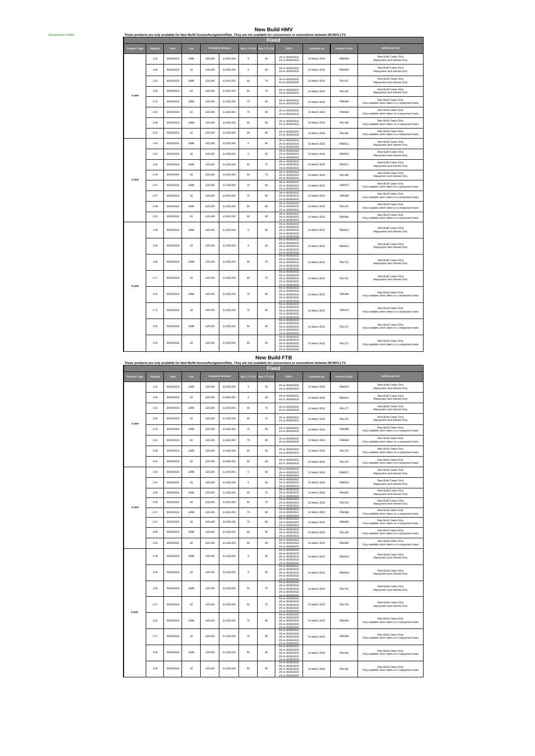Classification: Public

# New Build HMV

These products are only available for New Build houses/bungalows/flats. They are not available for conversions or renovations between 80-85% LTV

| Fixed | | | | | | | | | | | |
|---|---|---|---|---|---|---|---|---|---|---|---|
| Product Type | Rate(%) | Until | Fee | Available between | | Min LTV (%) | Max LTV (%) | ERCs | Complete by | Product Code | Additional Info |
| 2 year | 1.31 | 30/06/2023 | £999 | £25,000 | £1,000,000 | 0 | 60 | 2% to 30/06/2022 1% to 30/06/2023 | 31 March 2022 | FBM309 | New Build Cases Only Repayment and Interest Only |
| | 1.63 | 30/06/2023 | £0 | £25,000 | £1,000,000 | 0 | 60 | 2% to 30/06/2022 1% to 30/06/2023 | 31 March 2022 | FBM308 | New Build Cases Only Repayment and Interest Only |
| | 1.51 | 30/06/2023 | £999 | £25,000 | £1,000,000 | 60 | 75 | 2% to 30/06/2022 1% to 30/06/2023 | 31 March 2022 | FBL167 | New Build Cases Only Repayment and Interest Only |
| | 2.02 | 30/06/2023 | £0 | £25,000 | £1,000,000 | 60 | 75 | 2% to 30/06/2022 1% to 30/06/2023 | 31 March 2022 | FBL165 | New Build Cases Only Repayment and Interest Only |
| | 2.23 | 30/06/2023 | £999 | £25,000 | £1,000,000 | 75 | 80 | 2% to 30/06/2022 1% to 30/06/2023 | 31 March 2022 | FBK864 | New Build Cases Only Only available when taken on a repayment basis |
| | 2.61 | 30/06/2023 | £0 | £25,000 | £1,000,000 | 75 | 80 | 2% to 30/06/2022 1% to 30/06/2023 | 31 March 2022 | FBK860 | New Build Cases Only Only available when taken on a repayment basis |
| | 2.68 | 30/06/2023 | £999 | £25,000 | £1,000,000 | 80 | 85 | 2% to 30/06/2022 1% to 30/06/2023 | 31 March 2022 | FBL168 | New Build Cases Only Only available when taken on a repayment basis |
| | 3.01 | 30/06/2023 | £0 | £25,000 | £1,000,000 | 80 | 85 | 2% to 30/06/2022 1% to 30/06/2023 | 31 March 2022 | FBL166 | New Build Cases Only Only available when taken on a repayment basis |
| 3 year | 1.40 | 30/06/2024 | £999 | £25,000 | £1,000,000 | 0 | 60 | 3% to 30/06/2022 2% to 30/06/2023 1% to 30/06/2024 | 31 March 2022 | FBM311 | New Build Cases Only Repayment and Interest Only |
| | 1.67 | 30/06/2024 | £0 | £25,000 | £1,000,000 | 0 | 60 | 3% to 30/06/2022 2% to 30/06/2023 1% to 30/06/2024 | 31 March 2022 | FBM310 | New Build Cases Only Repayment and Interest Only |
| | 1.83 | 30/06/2024 | £999 | £25,000 | £1,000,000 | 60 | 75 | 3% to 30/06/2022 2% to 30/06/2023 1% to 30/06/2024 | 31 March 2022 | FBK871 | New Build Cases Only Repayment and Interest Only |
| | 2.04 | 30/06/2024 | £0 | £25,000 | £1,000,000 | 60 | 75 | 3% to 30/06/2022 2% to 30/06/2023 1% to 30/06/2024 | 31 March 2022 | FBL169 | New Build Cases Only Repayment and Interest Only |
| | 2.47 | 30/06/2024 | £999 | £25,000 | £1,000,000 | 75 | 80 | 3% to 30/06/2022 2% to 30/06/2023 1% to 30/06/2024 | 31 March 2022 | FBK872 | New Build Cases Only Only available when taken on a repayment basis |
| | 2.67 | 30/06/2024 | £0 | £25,000 | £1,000,000 | 75 | 80 | 3% to 30/06/2022 2% to 30/06/2023 1% to 30/06/2024 | 31 March 2022 | FBK868 | New Build Cases Only Only available when taken on a repayment basis |
| | 2.89 | 30/06/2024 | £999 | £25,000 | £1,000,000 | 80 | 85 | 3% to 30/06/2022 2% to 30/06/2023 1% to 30/06/2024 | 31 March 2022 | FBL170 | New Build Cases Only Only available when taken on a repayment basis |
| | 3.20 | 30/06/2024 | £0 | £25,000 | £1,000,000 | 80 | 85 | 3% to 30/06/2022 2% to 30/06/2023 1% to 30/06/2024 | 31 March 2022 | FBK869 | New Build Cases Only Only available when taken on a repayment basis |
| 5 year | 1.48 | 30/06/2026 | £999 | £25,000 | £1,000,000 | 0 | 60 | 5% to 30/06/2022 4% to 30/06/2023 3% to 30/06/2024 2% to 30/06/2025 1% to 30/06/2026 | 31 March 2022 | FBM313 | New Build Cases Only Repayment and Interest Only |
| | 1.69 | 30/06/2026 | £0 | £25,000 | £1,000,000 | 0 | 60 | 5% to 30/06/2022 4% to 30/06/2023 3% to 30/06/2024 2% to 30/06/2025 1% to 30/06/2026 | 31 March 2022 | FBM312 | New Build Cases Only Repayment and Interest Only |
| | 1.95 | 30/06/2026 | £999 | £25,000 | £1,000,000 | 60 | 75 | 5% to 30/06/2022 4% to 30/06/2023 3% to 30/06/2024 2% to 30/06/2025 1% to 30/06/2026 | 31 March 2022 | FBL702 | New Build Cases Only Repayment and Interest Only |
| | 2.17 | 30/06/2026 | £0 | £25,000 | £1,000,000 | 60 | 75 | 5% to 30/06/2022 4% to 30/06/2023 3% to 30/06/2024 2% to 30/06/2025 1% to 30/06/2026 | 31 March 2022 | FBL701 | New Build Cases Only Repayment and Interest Only |
| | 2.52 | 30/06/2026 | £999 | £25,000 | £1,000,000 | 75 | 80 | 5% to 30/06/2022 4% to 30/06/2023 3% to 30/06/2024 2% to 30/06/2025 1% to 30/06/2026 | 31 March 2022 | FBK880 | New Build Cases Only Only available when taken on a repayment basis |
| | 2.71 | 30/06/2026 | £0 | £25,000 | £1,000,000 | 75 | 80 | 5% to 30/06/2022 4% to 30/06/2023 3% to 30/06/2024 2% to 30/06/2025 1% to 30/06/2026 | 31 March 2022 | FBK876 | New Build Cases Only Only available when taken on a repayment basis |
| | 3.03 | 30/06/2026 | £999 | £25,000 | £1,000,000 | 80 | 85 | 5% to 30/06/2022 4% to 30/06/2023 3% to 30/06/2024 2% to 30/06/2025 1% to 30/06/2026 | 31 March 2022 | FBL174 | New Build Cases Only Only available when taken on a repayment basis |
| | 3.24 | 30/06/2026 | £0 | £25,000 | £1,000,000 | 80 | 85 | 5% to 30/06/2022 4% to 30/06/2023 3% to 30/06/2024 2% to 30/06/2025 1% to 30/06/2026 | 31 March 2022 | FBL172 | New Build Cases Only Only available when taken on a repayment basis |

# New Build FTB

These products are only available for New Build houses/bungalows/flats. They are not available for conversions or renovations between 80-85% LTV

| Fixed | | | | | | | | | | | |
|---|---|---|---|---|---|---|---|---|---|---|---|
| Product Type | Rate(%) | Until | Fee | Available between | | Min LTV (%) | Max LTV (%) | ERCs | Complete by | Product Code | Additional Info |
| 2 year | 1.31 | 30/06/2023 | £999 | £25,000 | £1,000,000 | 0 | 60 | 2% to 30/06/2022 1% to 30/06/2023 | 31 March 2022 | FBM315 | New Build Cases Only Repayment and Interest Only |
| | 1.63 | 30/06/2023 | £0 | £25,000 | £1,000,000 | 0 | 60 | 2% to 30/06/2022 1% to 30/06/2023 | 31 March 2022 | FBM314 | New Build Cases Only Repayment and Interest Only |
| | 1.51 | 30/06/2023 | £999 | £25,000 | £1,000,000 | 60 | 75 | 2% to 30/06/2022 1% to 30/06/2023 | 31 March 2022 | FBL177 | New Build Cases Only Repayment and Interest Only |
| | 2.02 | 30/06/2023 | £0 | £25,000 | £1,000,000 | 60 | 75 | 2% to 30/06/2022 1% to 30/06/2023 | 31 March 2022 | FBL175 | New Build Cases Only Repayment and Interest Only |
| | 2.23 | 30/06/2023 | £999 | £25,000 | £1,000,000 | 75 | 80 | 2% to 30/06/2022 1% to 30/06/2023 | 31 March 2022 | FBK888 | New Build Cases Only Only available when taken on a repayment basis |
| | 2.61 | 30/06/2023 | £0 | £25,000 | £1,000,000 | 75 | 80 | 2% to 30/06/2022 1% to 30/06/2023 | 31 March 2022 | FBK884 | New Build Cases Only Only available when taken on a repayment basis |
| | 2.68 | 30/06/2023 | £999 | £25,000 | £1,000,000 | 80 | 85 | 2% to 30/06/2022 1% to 30/06/2023 | 31 March 2022 | FBL178 | New Build Cases Only Only available when taken on a repayment basis |
| | 3.01 | 30/06/2023 | £0 | £25,000 | £1,000,000 | 80 | 85 | 2% to 30/06/2022 1% to 30/06/2023 | 31 March 2022 | FBL176 | New Build Cases Only Only available when taken on a repayment basis |
| 3 year | 1.40 | 30/06/2024 | £999 | £25,000 | £1,000,000 | 0 | 60 | 3% to 30/06/2022 2% to 30/06/2023 1% to 30/06/2024 | 31 March 2022 | FBM317 | New Build Cases Only Repayment and Interest Only |
| | 1.67 | 30/06/2024 | £0 | £25,000 | £1,000,000 | 0 | 60 | 3% to 30/06/2022 2% to 30/06/2023 1% to 30/06/2024 | 31 March 2022 | FBM316 | New Build Cases Only Repayment and Interest Only |
| | 1.83 | 30/06/2024 | £999 | £25,000 | £1,000,000 | 60 | 75 | 3% to 30/06/2022 2% to 30/06/2023 1% to 30/06/2024 | 31 March 2022 | FBK895 | New Build Cases Only Repayment and Interest Only |
| | 2.04 | 30/06/2024 | £0 | £25,000 | £1,000,000 | 60 | 75 | 3% to 30/06/2022 2% to 30/06/2023 1% to 30/06/2024 | 31 March 2022 | FBL179 | New Build Cases Only Repayment and Interest Only |
| | 2.47 | 30/06/2024 | £999 | £25,000 | £1,000,000 | 75 | 80 | 3% to 30/06/2022 2% to 30/06/2023 1% to 30/06/2024 | 31 March 2022 | FBK896 | New Build Cases Only Only available when taken on a repayment basis |
| | 2.67 | 30/06/2024 | £0 | £25,000 | £1,000,000 | 75 | 80 | 3% to 30/06/2022 2% to 30/06/2023 1% to 30/06/2024 | 31 March 2022 | FBK892 | New Build Cases Only Only available when taken on a repayment basis |
| | 2.89 | 30/06/2024 | £999 | £25,000 | £1,000,000 | 80 | 85 | 3% to 30/06/2022 2% to 30/06/2023 1% to 30/06/2024 | 31 March 2022 | FBL180 | New Build Cases Only Only available when taken on a repayment basis |
| | 3.20 | 30/06/2024 | £0 | £25,000 | £1,000,000 | 80 | 85 | 3% to 30/06/2022 2% to 30/06/2023 1% to 30/06/2024 | 31 March 2022 | FBK893 | New Build Cases Only Only available when taken on a repayment basis |
| 5 year | 1.48 | 30/06/2026 | £999 | £25,000 | £1,000,000 | 0 | 60 | 5% to 30/06/2022 4% to 30/06/2023 3% to 30/06/2024 2% to 30/06/2025 1% to 30/06/2026 | 31 March 2022 | FBM319 | New Build Cases Only Repayment and Interest Only |
| | 1.69 | 30/06/2026 | £0 | £25,000 | £1,000,000 | 0 | 60 | 5% to 30/06/2022 4% to 30/06/2023 3% to 30/06/2024 2% to 30/06/2025 1% to 30/06/2026 | 31 March 2022 | FBM318 | New Build Cases Only Repayment and Interest Only |
| | 1.95 | 30/06/2026 | £999 | £25,000 | £1,000,000 | 60 | 75 | 5% to 30/06/2022 4% to 30/06/2023 3% to 30/06/2024 2% to 30/06/2025 1% to 30/06/2026 | 31 March 2022 | FBL704 | New Build Cases Only Repayment and Interest Only |
| | 2.17 | 30/06/2026 | £0 | £25,000 | £1,000,000 | 60 | 75 | 5% to 30/06/2022 4% to 30/06/2023 3% to 30/06/2024 2% to 30/06/2025 1% to 30/06/2026 | 31 March 2022 | FBL703 | New Build Cases Only Repayment and Interest Only |
| | 2.52 | 30/06/2026 | £999 | £25,000 | £1,000,000 | 75 | 80 | 5% to 30/06/2022 4% to 30/06/2023 3% to 30/06/2024 2% to 30/06/2025 1% to 30/06/2026 | 31 March 2022 | FBK904 | New Build Cases Only Only available when taken on a repayment basis |
| | 2.71 | 30/06/2026 | £0 | £25,000 | £1,000,000 | 75 | 80 | 5% to 30/06/2022 4% to 30/06/2023 3% to 30/06/2024 2% to 30/06/2025 1% to 30/06/2026 | 31 March 2022 | FBK900 | New Build Cases Only Only available when taken on a repayment basis |
| | 3.03 | 30/06/2026 | £999 | £25,000 | £1,000,000 | 80 | 85 | 5% to 30/06/2022 4% to 30/06/2023 3% to 30/06/2024 2% to 30/06/2025 1% to 30/06/2026 | 31 March 2022 | FBL184 | New Build Cases Only Only available when taken on a repayment basis |
| | 3.24 | 30/06/2026 | £0 | £25,000 | £1,000,000 | 80 | 85 | 5% to 30/06/2022 4% to 30/06/2023 3% to 30/06/2024 2% to 30/06/2025 1% to 30/06/2026 | 31 March 2022 | FBL182 | New Build Cases Only Only available when taken on a repayment basis |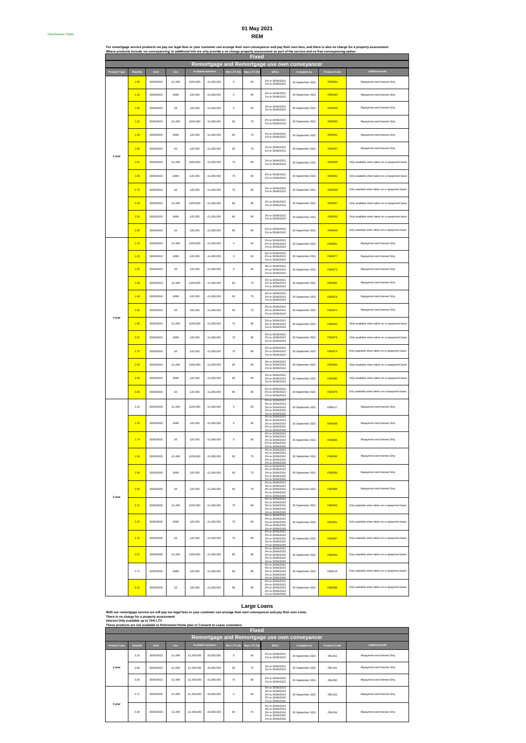Classification: Public

# 01 May 2021

## REM

**For remortgage service products we pay our legal fees or your customer can arrange their own conveyancer and pay their own fees, and there is also no charge for a property assessment.**
**Where products include 'no conveyancing' in additional info we only provide a no charge property assessment as part of the service and no free conveyancing option**

| Fixed | | | | | | | | | | | |
|---|---|---|---|---|---|---|---|---|---|---|---|
| Remortgage and Remortgage use own conveyancer | | | | | | | | | | | |
| Product Type | Rate(%) | Until | Fee | Available between | | Min LTV (%) | Max LTV (%) | ERCs | Complete by | Product Code | Additional Info |
| 2 year | 1.08 | 30/06/2023 | £1,499 | £250,000 | £1,000,000 | 0 | 60 | 2% to 30/06/2022 1% to 30/06/2023 | 30 September 2021 | FBM364 | Repayment and Interest Only |
| | 1.16 | 30/06/2023 | £999 | £25,000 | £1,000,000 | 0 | 60 | 2% to 30/06/2022 1% to 30/06/2023 | 30 September 2021 | FBM360 | Repayment and Interest Only |
| | 1.65 | 30/06/2023 | £0 | £25,000 | £1,000,000 | 0 | 60 | 2% to 30/06/2022 1% to 30/06/2023 | 30 September 2021 | FBM356 | Repayment and Interest Only |
| | 1.31 | 30/06/2023 | £1,499 | £250,000 | £1,000,000 | 60 | 75 | 2% to 30/06/2022 1% to 30/06/2023 | 30 September 2021 | FBM365 | Repayment and Interest Only |
| | 1.39 | 30/06/2023 | £999 | £25,000 | £1,000,000 | 60 | 75 | 2% to 30/06/2022 1% to 30/06/2023 | 30 September 2021 | FBM361 | Repayment and Interest Only |
| | 1.95 | 30/06/2023 | £0 | £25,000 | £1,000,000 | 60 | 75 | 2% to 30/06/2022 1% to 30/06/2023 | 30 September 2021 | FBM357 | Repayment and Interest Only |
| | 1.91 | 30/06/2023 | £1,499 | £250,000 | £1,000,000 | 75 | 80 | 2% to 30/06/2022 1% to 30/06/2023 | 30 September 2021 | FBM366 | Only available when taken on a repayment basis |
| | 1.98 | 30/06/2023 | £999 | £25,000 | £1,000,000 | 75 | 80 | 2% to 30/06/2022 1% to 30/06/2023 | 30 September 2021 | FBM362 | Only available when taken on a repayment basis |
| | 2.70 | 30/06/2023 | £0 | £25,000 | £1,000,000 | 75 | 80 | 2% to 30/06/2022 1% to 30/06/2023 | 30 September 2021 | FBM358 | Only available when taken on a repayment basis |
| | 2.43 | 30/06/2023 | £1,499 | £250,000 | £1,000,000 | 80 | 85 | 2% to 30/06/2022 1% to 30/06/2023 | 30 September 2021 | FBM367 | Only available when taken on a repayment basis |
| | 2.50 | 30/06/2023 | £999 | £25,000 | £1,000,000 | 80 | 85 | 2% to 30/06/2022 1% to 30/06/2023 | 30 September 2021 | FBM363 | Only available when taken on a repayment basis |
| | 2.99 | 30/06/2023 | £0 | £25,000 | £1,000,000 | 80 | 85 | 2% to 30/06/2022 1% to 30/06/2023 | 30 September 2021 | FBM359 | Only available when taken on a repayment basis |
| 3 year | 1.15 | 30/06/2024 | £1,499 | £250,000 | £1,000,000 | 0 | 60 | 3% to 30/06/2022 2% to 30/06/2023 1% to 30/06/2024 | 30 September 2021 | FBM381 | Repayment and Interest Only |
| | 1.25 | 30/06/2024 | £999 | £25,000 | £1,000,000 | 0 | 60 | 3% to 30/06/2022 2% to 30/06/2023 1% to 30/06/2024 | 30 September 2021 | FBM377 | Repayment and Interest Only |
| | 1.65 | 30/06/2024 | £0 | £25,000 | £1,000,000 | 0 | 60 | 3% to 30/06/2022 2% to 30/06/2023 1% to 30/06/2024 | 30 September 2021 | FBM373 | Repayment and Interest Only |
| | 1.38 | 30/06/2024 | £1,499 | £250,000 | £1,000,000 | 60 | 75 | 3% to 30/06/2022 2% to 30/06/2023 1% to 30/06/2024 | 30 September 2021 | FBM382 | Repayment and Interest Only |
| | 1.48 | 30/06/2024 | £999 | £25,000 | £1,000,000 | 60 | 75 | 3% to 30/06/2022 2% to 30/06/2023 1% to 30/06/2024 | 30 September 2021 | FBM378 | Repayment and Interest Only |
| | 1.95 | 30/06/2024 | £0 | £25,000 | £1,000,000 | 60 | 75 | 3% to 30/06/2022 2% to 30/06/2023 1% to 30/06/2024 | 30 September 2021 | FBM374 | Repayment and Interest Only |
| | 1.98 | 30/06/2024 | £1,499 | £250,000 | £1,000,000 | 75 | 80 | 3% to 30/06/2022 2% to 30/06/2023 1% to 30/06/2024 | 30 September 2021 | FBM383 | Only available when taken on a repayment basis |
| | 2.07 | 30/06/2024 | £999 | £25,000 | £1,000,000 | 75 | 80 | 3% to 30/06/2022 2% to 30/06/2023 1% to 30/06/2024 | 30 September 2021 | FBM379 | Only available when taken on a repayment basis |
| | 2.70 | 30/06/2024 | £0 | £25,000 | £1,000,000 | 75 | 80 | 3% to 30/06/2022 2% to 30/06/2023 1% to 30/06/2024 | 30 September 2021 | FBM375 | Only available when taken on a repayment basis |
| | 2.50 | 30/06/2024 | £1,499 | £250,000 | £1,000,000 | 80 | 85 | 3% to 30/06/2022 2% to 30/06/2023 1% to 30/06/2024 | 30 September 2021 | FBM384 | Only available when taken on a repayment basis |
| | 2.59 | 30/06/2024 | £999 | £25,000 | £1,000,000 | 80 | 85 | 3% to 30/06/2022 2% to 30/06/2023 1% to 30/06/2024 | 30 September 2021 | FBM380 | Only available when taken on a repayment basis |
| | 2.99 | 30/06/2024 | £0 | £25,000 | £1,000,000 | 80 | 85 | 3% to 30/06/2022 2% to 30/06/2023 1% to 30/06/2024 | 30 September 2021 | FBM376 | Only available when taken on a repayment basis |
| 5 year | 1.23 | 30/06/2026 | £1,499 | £250,000 | £1,000,000 | 0 | 60 | 5% to 30/06/2022 4% to 30/06/2023 3% to 30/06/2024 2% to 30/06/2025 1% to 30/06/2026 | 30 September 2021 | FBM117 | Repayment and Interest Only |
| | 1.33 | 30/06/2026 | £999 | £25,000 | £1,000,000 | 0 | 60 | 5% to 30/06/2022 4% to 30/06/2023 3% to 30/06/2024 2% to 30/06/2025 1% to 30/06/2026 | 30 September 2021 | FBM389 | Repayment and Interest Only |
| | 1.74 | 30/06/2026 | £0 | £25,000 | £1,000,000 | 0 | 60 | 5% to 30/06/2022 4% to 30/06/2023 3% to 30/06/2024 2% to 30/06/2025 1% to 30/06/2026 | 30 September 2021 | FBM385 | Repayment and Interest Only |
| | 1.54 | 30/06/2026 | £1,499 | £250,000 | £1,000,000 | 60 | 75 | 5% to 30/06/2022 4% to 30/06/2023 3% to 30/06/2024 2% to 30/06/2025 1% to 30/06/2026 | 30 September 2021 | FBM392 | Repayment and Interest Only |
| | 1.58 | 30/06/2026 | £999 | £25,000 | £1,000,000 | 60 | 75 | 5% to 30/06/2022 4% to 30/06/2023 3% to 30/06/2024 2% to 30/06/2025 1% to 30/06/2026 | 30 September 2021 | FBM390 | Repayment and Interest Only |
| | 2.05 | 30/06/2026 | £0 | £25,000 | £1,000,000 | 60 | 75 | 5% to 30/06/2022 4% to 30/06/2023 3% to 30/06/2024 2% to 30/06/2025 1% to 30/06/2026 | 30 September 2021 | FBM386 | Repayment and Interest Only |
| | 2.21 | 30/06/2026 | £1,499 | £250,000 | £1,000,000 | 75 | 80 | 5% to 30/06/2022 4% to 30/06/2023 3% to 30/06/2024 2% to 30/06/2025 1% to 30/06/2026 | 30 September 2021 | FBM393 | Only available when taken on a repayment basis |
| | 2.23 | 30/06/2026 | £999 | £25,000 | £1,000,000 | 75 | 80 | 5% to 30/06/2022 4% to 30/06/2023 3% to 30/06/2024 2% to 30/06/2025 1% to 30/06/2026 | 30 September 2021 | FBM391 | Only available when taken on a repayment basis |
| | 2.70 | 30/06/2026 | £0 | £25,000 | £1,000,000 | 75 | 80 | 5% to 30/06/2022 4% to 30/06/2023 3% to 30/06/2024 2% to 30/06/2025 1% to 30/06/2026 | 30 September 2021 | FBM387 | Only available when taken on a repayment basis |
| | 2.67 | 30/06/2026 | £1,499 | £250,000 | £1,000,000 | 80 | 85 | 5% to 30/06/2022 4% to 30/06/2023 3% to 30/06/2024 2% to 30/06/2025 1% to 30/06/2026 | 30 September 2021 | FBM394 | Only available when taken on a repayment basis |
| | 2.71 | 30/06/2026 | £999 | £25,000 | £1,000,000 | 80 | 85 | 5% to 30/06/2022 4% to 30/06/2023 3% to 30/06/2024 2% to 30/06/2025 1% to 30/06/2026 | 30 September 2021 | FBM116 | Only available when taken on a repayment basis |
| | 3.15 | 30/06/2026 | £0 | £25,000 | £1,000,000 | 80 | 85 | 5% to 30/06/2022 4% to 30/06/2023 3% to 30/06/2024 2% to 30/06/2025 1% to 30/06/2026 | 30 September 2021 | FBM388 | Only available when taken on a repayment basis |

## Large Loans

**With our remortgage service we will pay our legal fees or your customer can arrange their own conveyancer and pay their own costs.**
**There is no charge for a property assessment**
**Interest Only available up to 75% LTV**
**These products are not available to Retirement Home plan or Consent to Lease customers**

| Fixed | | | | | | | | | | | |
|---|---|---|---|---|---|---|---|---|---|---|---|
| Remortgage and Remortgage use own conveyancer | | | | | | | | | | | |
| Product Type | Rate(%) | Until | Fee | Available between | | Min LTV (%) | Max LTV (%) | ERCs | Complete by | Product Code | Additional Info |
| 2 year | 2.15 | 30/06/2023 | £1,499 | £1,000,000 | £5,000,000 | 0 | 60 | 2% to 30/06/2022 1% to 30/06/2023 | 30 September 2021 | FBL051 | Repayment and Interest Only |
| | 2.80 | 30/06/2023 | £1,499 | £1,000,000 | £5,000,000 | 60 | 70 | 2% to 30/06/2022 1% to 30/06/2023 | 30 September 2021 | FBL052 | Repayment and Interest Only |
| | 3.05 | 30/06/2023 | £1,499 | £1,000,000 | £2,000,000 | 70 | 80 | 2% to 30/06/2022 1% to 30/06/2023 | 30 September 2021 | FBL050 | Repayment and Interest Only |
| 5 year | 2.71 | 30/06/2026 | £1,499 | £1,000,000 | £5,000,000 | 0 | 60 | 5% to 30/06/2022 4% to 30/06/2023 3% to 30/06/2024 2% to 30/06/2025 1% to 30/06/2026 | 30 September 2021 | FBL053 | Repayment and Interest Only |
| | 3.36 | 30/06/2026 | £1,499 | £1,000,000 | £5,000,000 | 60 | 70 | 5% to 30/06/2022 4% to 30/06/2023 3% to 30/06/2024 2% to 30/06/2025 1% to 30/06/2026 | 30 September 2021 | FBL054 | Repayment and Interest Only |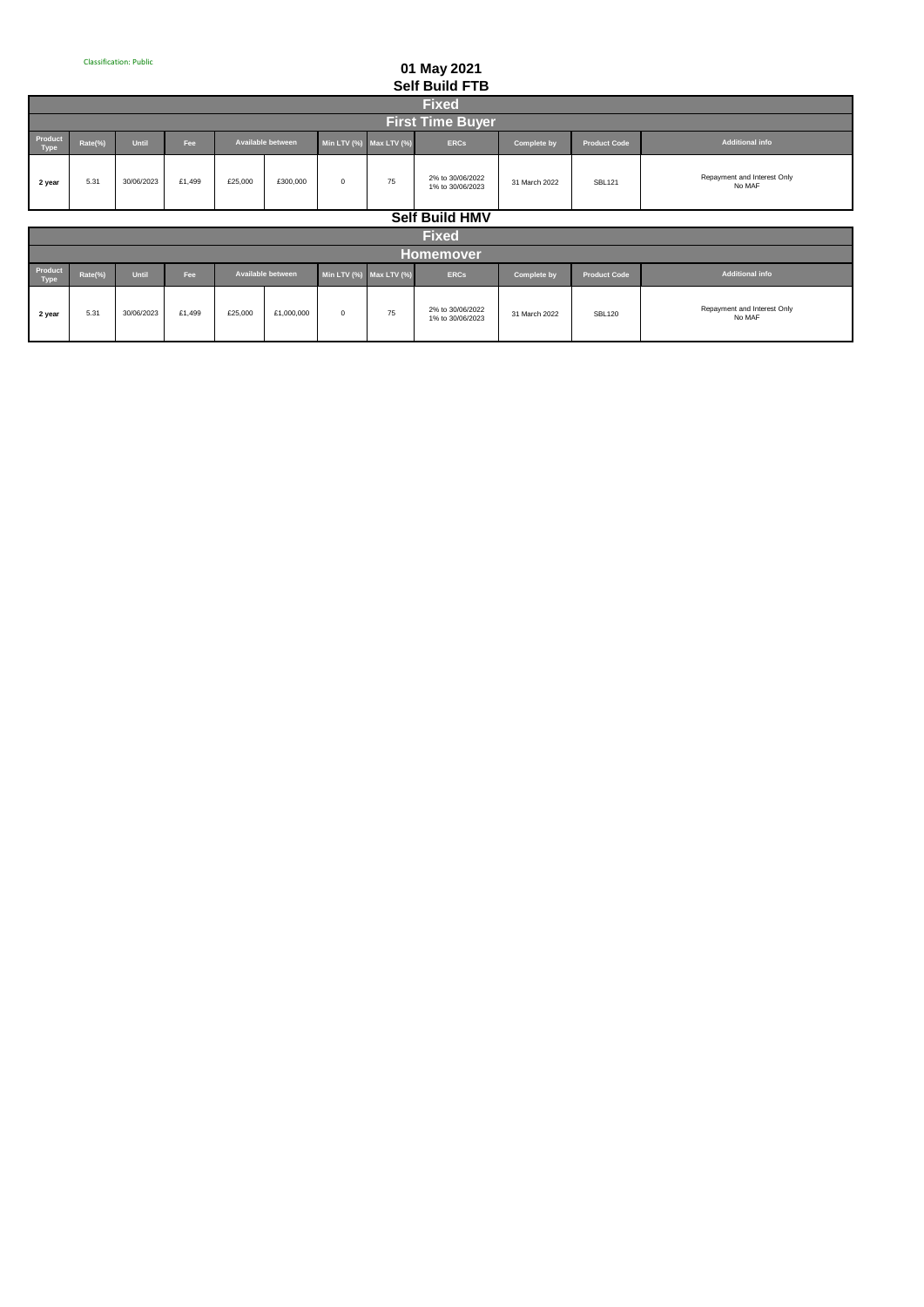Classification: Public

# 01 May 2021

## Self Build FTB

| Fixed | | | | | | | | | | | |
|---|---|---|---|---|---|---|---|---|---|---|---|
| First Time Buyer | | | | | | | | | | | |
| Product Type | Rate(%) | Until | Fee | Available between | | Min LTV (%) | Max LTV (%) | ERCs | Complete by | Product Code | Additional info |
| **2 year** | 5.31 | 30/06/2023 | £1,499 | £25,000 | £300,000 | 0 | 75 | 2% to 30/06/2022<br>1% to 30/06/2023 | 31 March 2022 | SBL121 | Repayment and Interest Only<br>No MAF |

## Self Build HMV

| Fixed | | | | | | | | | | | |
|---|---|---|---|---|---|---|---|---|---|---|---|
| Homemover | | | | | | | | | | | |
| Product Type | Rate(%) | Until | Fee | Available between | | Min LTV (%) | Max LTV (%) | ERCs | Complete by | Product Code | Additional info |
| **2 year** | 5.31 | 30/06/2023 | £1,499 | £25,000 | £1,000,000 | 0 | 75 | 2% to 30/06/2022<br>1% to 30/06/2023 | 31 March 2022 | SBL120 | Repayment and Interest Only<br>No MAF |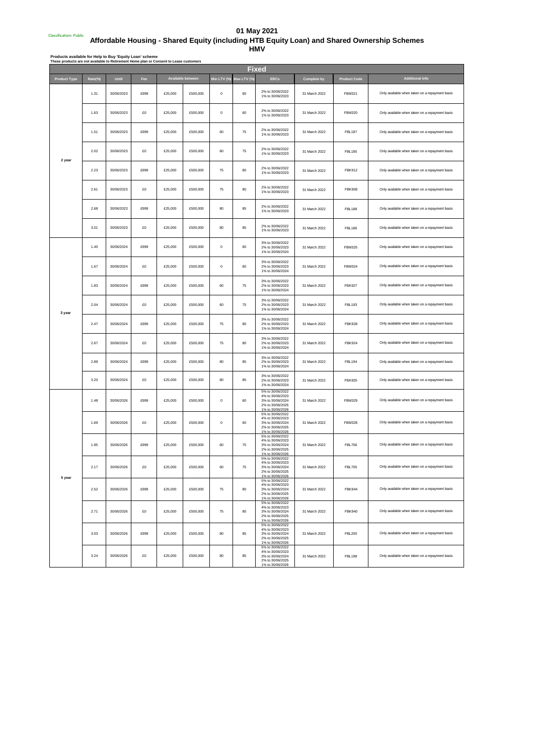Classification: Public

# 01 May 2021

## Affordable Housing - Shared Equity (including HTB Equity Loan) and Shared Ownership Schemes

## HMV

**Products available for Help to Buy 'Equity Loan' scheme**
**These products are not available to Retirement Home plan or Consent to Lease customers**

| Fixed | | | | | | | | | | | |
|---|---|---|---|---|---|---|---|---|---|---|---|
| Product Type | Rate(%) | Until | Fee | Available between | | Min LTV (%) | Max LTV (%) | ERCs | Complete by | Product Code | Additional Info |
| 2 year | 1.31 | 30/06/2023 | £999 | £25,000 | £500,000 | 0 | 60 | 2% to 30/06/2022 1% to 30/06/2023 | 31 March 2022 | FBM321 | Only available when taken on a repayment basis |
| | 1.63 | 30/06/2023 | £0 | £25,000 | £500,000 | 0 | 60 | 2% to 30/06/2022 1% to 30/06/2023 | 31 March 2022 | FBM320 | Only available when taken on a repayment basis |
| | 1.51 | 30/06/2023 | £999 | £25,000 | £500,000 | 60 | 75 | 2% to 30/06/2022 1% to 30/06/2023 | 31 March 2022 | FBL187 | Only available when taken on a repayment basis |
| | 2.02 | 30/06/2023 | £0 | £25,000 | £500,000 | 60 | 75 | 2% to 30/06/2022 1% to 30/06/2023 | 31 March 2022 | FBL185 | Only available when taken on a repayment basis |
| | 2.23 | 30/06/2023 | £999 | £25,000 | £500,000 | 75 | 80 | 2% to 30/06/2022 1% to 30/06/2023 | 31 March 2022 | FBK912 | Only available when taken on a repayment basis |
| | 2.61 | 30/06/2023 | £0 | £25,000 | £500,000 | 75 | 80 | 2% to 30/06/2022 1% to 30/06/2023 | 31 March 2022 | FBK908 | Only available when taken on a repayment basis |
| | 2.68 | 30/06/2023 | £999 | £25,000 | £500,000 | 80 | 85 | 2% to 30/06/2022 1% to 30/06/2023 | 31 March 2022 | FBL188 | Only available when taken on a repayment basis |
| | 3.01 | 30/06/2023 | £0 | £25,000 | £500,000 | 80 | 85 | 2% to 30/06/2022 1% to 30/06/2023 | 31 March 2022 | FBL186 | Only available when taken on a repayment basis |
| 3 year | 1.40 | 30/06/2024 | £999 | £25,000 | £500,000 | 0 | 60 | 3% to 30/06/2022 2% to 30/06/2023 1% to 30/06/2024 | 31 March 2022 | FBM325 | Only available when taken on a repayment basis |
| | 1.67 | 30/06/2024 | £0 | £25,000 | £500,000 | 0 | 60 | 3% to 30/06/2022 2% to 30/06/2023 1% to 30/06/2024 | 31 March 2022 | FBM324 | Only available when taken on a repayment basis |
| | 1.83 | 30/06/2024 | £999 | £25,000 | £500,000 | 60 | 75 | 3% to 30/06/2022 2% to 30/06/2023 1% to 30/06/2024 | 31 March 2022 | FBK927 | Only available when taken on a repayment basis |
| | 2.04 | 30/06/2024 | £0 | £25,000 | £500,000 | 60 | 75 | 3% to 30/06/2022 2% to 30/06/2023 1% to 30/06/2024 | 31 March 2022 | FBL193 | Only available when taken on a repayment basis |
| | 2.47 | 30/06/2024 | £999 | £25,000 | £500,000 | 75 | 80 | 3% to 30/06/2022 2% to 30/06/2023 1% to 30/06/2024 | 31 March 2022 | FBK928 | Only available when taken on a repayment basis |
| | 2.67 | 30/06/2024 | £0 | £25,000 | £500,000 | 75 | 80 | 3% to 30/06/2022 2% to 30/06/2023 1% to 30/06/2024 | 31 March 2022 | FBK924 | Only available when taken on a repayment basis |
| | 2.89 | 30/06/2024 | £999 | £25,000 | £500,000 | 80 | 85 | 3% to 30/06/2022 2% to 30/06/2023 1% to 30/06/2024 | 31 March 2022 | FBL194 | Only available when taken on a repayment basis |
| | 3.20 | 30/06/2024 | £0 | £25,000 | £500,000 | 80 | 85 | 3% to 30/06/2022 2% to 30/06/2023 1% to 30/06/2024 | 31 March 2022 | FBK925 | Only available when taken on a repayment basis |
| 5 year | 1.48 | 30/06/2026 | £999 | £25,000 | £500,000 | 0 | 60 | 5% to 30/06/2022 4% to 30/06/2023 3% to 30/06/2024 2% to 30/06/2025 1% to 30/06/2026 | 31 March 2022 | FBM329 | Only available when taken on a repayment basis |
| | 1.69 | 30/06/2026 | £0 | £25,000 | £500,000 | 0 | 60 | 5% to 30/06/2022 4% to 30/06/2023 3% to 30/06/2024 2% to 30/06/2025 1% to 30/06/2026 | 31 March 2022 | FBM328 | Only available when taken on a repayment basis |
| | 1.95 | 30/06/2026 | £999 | £25,000 | £500,000 | 60 | 75 | 5% to 30/06/2022 4% to 30/06/2023 3% to 30/06/2024 2% to 30/06/2025 1% to 30/06/2026 | 31 March 2022 | FBL706 | Only available when taken on a repayment basis |
| | 2.17 | 30/06/2026 | £0 | £25,000 | £500,000 | 60 | 75 | 5% to 30/06/2022 4% to 30/06/2023 3% to 30/06/2024 2% to 30/06/2025 1% to 30/06/2026 | 31 March 2022 | FBL705 | Only available when taken on a repayment basis |
| | 2.52 | 30/06/2026 | £999 | £25,000 | £500,000 | 75 | 80 | 5% to 30/06/2022 4% to 30/06/2023 3% to 30/06/2024 2% to 30/06/2025 1% to 30/06/2026 | 31 March 2022 | FBK944 | Only available when taken on a repayment basis |
| | 2.71 | 30/06/2026 | £0 | £25,000 | £500,000 | 75 | 80 | 5% to 30/06/2022 4% to 30/06/2023 3% to 30/06/2024 2% to 30/06/2025 1% to 30/06/2026 | 31 March 2022 | FBK940 | Only available when taken on a repayment basis |
| | 3.03 | 30/06/2026 | £999 | £25,000 | £500,000 | 80 | 85 | 5% to 30/06/2022 4% to 30/06/2023 3% to 30/06/2024 2% to 30/06/2025 1% to 30/06/2026 | 31 March 2022 | FBL200 | Only available when taken on a repayment basis |
| | 3.24 | 30/06/2026 | £0 | £25,000 | £500,000 | 80 | 85 | 5% to 30/06/2022 4% to 30/06/2023 3% to 30/06/2024 2% to 30/06/2025 1% to 30/06/2026 | 31 March 2022 | FBL198 | Only available when taken on a repayment basis |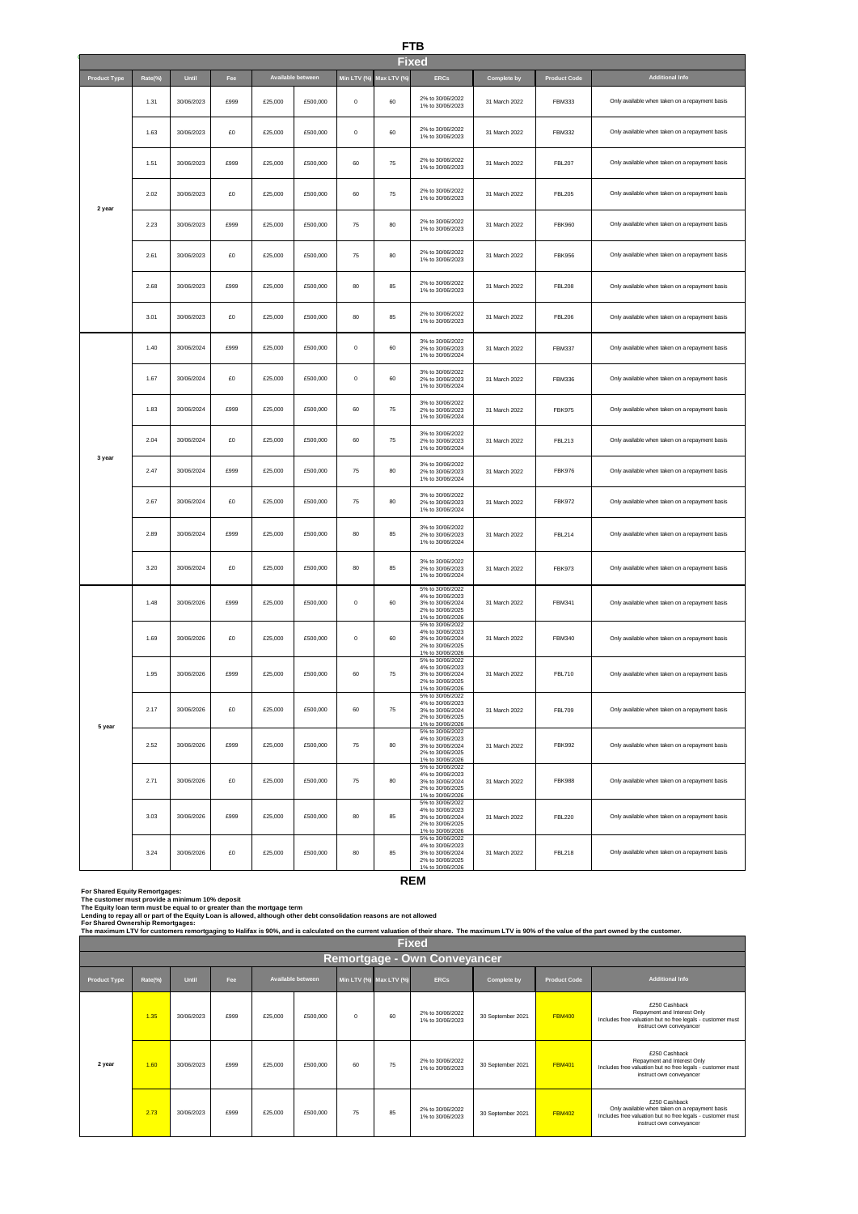# FTB

## Fixed

| Product Type | Rate(%) | Until | Fee | Available between | | Min LTV (%) | Max LTV (%) | ERCs | Complete by | Product Code | Additional Info |
|---|---|---|---|---|---|---|---|---|---|---|---|
| 2 year | 1.31 | 30/06/2023 | £999 | £25,000 | £500,000 | 0 | 60 | 2% to 30/06/2022 1% to 30/06/2023 | 31 March 2022 | FBM333 | Only available when taken on a repayment basis |
| | 1.63 | 30/06/2023 | £0 | £25,000 | £500,000 | 0 | 60 | 2% to 30/06/2022 1% to 30/06/2023 | 31 March 2022 | FBM332 | Only available when taken on a repayment basis |
| | 1.51 | 30/06/2023 | £999 | £25,000 | £500,000 | 60 | 75 | 2% to 30/06/2022 1% to 30/06/2023 | 31 March 2022 | FBL207 | Only available when taken on a repayment basis |
| | 2.02 | 30/06/2023 | £0 | £25,000 | £500,000 | 60 | 75 | 2% to 30/06/2022 1% to 30/06/2023 | 31 March 2022 | FBL205 | Only available when taken on a repayment basis |
| | 2.23 | 30/06/2023 | £999 | £25,000 | £500,000 | 75 | 80 | 2% to 30/06/2022 1% to 30/06/2023 | 31 March 2022 | FBK960 | Only available when taken on a repayment basis |
| | 2.61 | 30/06/2023 | £0 | £25,000 | £500,000 | 75 | 80 | 2% to 30/06/2022 1% to 30/06/2023 | 31 March 2022 | FBK956 | Only available when taken on a repayment basis |
| | 2.68 | 30/06/2023 | £999 | £25,000 | £500,000 | 80 | 85 | 2% to 30/06/2022 1% to 30/06/2023 | 31 March 2022 | FBL208 | Only available when taken on a repayment basis |
| | 3.01 | 30/06/2023 | £0 | £25,000 | £500,000 | 80 | 85 | 2% to 30/06/2022 1% to 30/06/2023 | 31 March 2022 | FBL206 | Only available when taken on a repayment basis |
| 3 year | 1.40 | 30/06/2024 | £999 | £25,000 | £500,000 | 0 | 60 | 3% to 30/06/2022 2% to 30/06/2023 1% to 30/06/2024 | 31 March 2022 | FBM337 | Only available when taken on a repayment basis |
| | 1.67 | 30/06/2024 | £0 | £25,000 | £500,000 | 0 | 60 | 3% to 30/06/2022 2% to 30/06/2023 1% to 30/06/2024 | 31 March 2022 | FBM336 | Only available when taken on a repayment basis |
| | 1.83 | 30/06/2024 | £999 | £25,000 | £500,000 | 60 | 75 | 3% to 30/06/2022 2% to 30/06/2023 1% to 30/06/2024 | 31 March 2022 | FBK975 | Only available when taken on a repayment basis |
| | 2.04 | 30/06/2024 | £0 | £25,000 | £500,000 | 60 | 75 | 3% to 30/06/2022 2% to 30/06/2023 1% to 30/06/2024 | 31 March 2022 | FBL213 | Only available when taken on a repayment basis |
| | 2.47 | 30/06/2024 | £999 | £25,000 | £500,000 | 75 | 80 | 3% to 30/06/2022 2% to 30/06/2023 1% to 30/06/2024 | 31 March 2022 | FBK976 | Only available when taken on a repayment basis |
| | 2.67 | 30/06/2024 | £0 | £25,000 | £500,000 | 75 | 80 | 3% to 30/06/2022 2% to 30/06/2023 1% to 30/06/2024 | 31 March 2022 | FBK972 | Only available when taken on a repayment basis |
| | 2.89 | 30/06/2024 | £999 | £25,000 | £500,000 | 80 | 85 | 3% to 30/06/2022 2% to 30/06/2023 1% to 30/06/2024 | 31 March 2022 | FBL214 | Only available when taken on a repayment basis |
| | 3.20 | 30/06/2024 | £0 | £25,000 | £500,000 | 80 | 85 | 3% to 30/06/2022 2% to 30/06/2023 1% to 30/06/2024 | 31 March 2022 | FBK973 | Only available when taken on a repayment basis |
| 5 year | 1.48 | 30/06/2026 | £999 | £25,000 | £500,000 | 0 | 60 | 5% to 30/06/2022 4% to 30/06/2023 3% to 30/06/2024 2% to 30/06/2025 1% to 30/06/2026 | 31 March 2022 | FBM341 | Only available when taken on a repayment basis |
| | 1.69 | 30/06/2026 | £0 | £25,000 | £500,000 | 0 | 60 | 5% to 30/06/2022 4% to 30/06/2023 3% to 30/06/2024 2% to 30/06/2025 1% to 30/06/2026 | 31 March 2022 | FBM340 | Only available when taken on a repayment basis |
| | 1.95 | 30/06/2026 | £999 | £25,000 | £500,000 | 60 | 75 | 5% to 30/06/2022 4% to 30/06/2023 3% to 30/06/2024 2% to 30/06/2025 1% to 30/06/2026 | 31 March 2022 | FBL710 | Only available when taken on a repayment basis |
| | 2.17 | 30/06/2026 | £0 | £25,000 | £500,000 | 60 | 75 | 5% to 30/06/2022 4% to 30/06/2023 3% to 30/06/2024 2% to 30/06/2025 1% to 30/06/2026 | 31 March 2022 | FBL709 | Only available when taken on a repayment basis |
| | 2.52 | 30/06/2026 | £999 | £25,000 | £500,000 | 75 | 80 | 5% to 30/06/2022 4% to 30/06/2023 3% to 30/06/2024 2% to 30/06/2025 1% to 30/06/2026 | 31 March 2022 | FBK992 | Only available when taken on a repayment basis |
| | 2.71 | 30/06/2026 | £0 | £25,000 | £500,000 | 75 | 80 | 5% to 30/06/2022 4% to 30/06/2023 3% to 30/06/2024 2% to 30/06/2025 1% to 30/06/2026 | 31 March 2022 | FBK988 | Only available when taken on a repayment basis |
| | 3.03 | 30/06/2026 | £999 | £25,000 | £500,000 | 80 | 85 | 5% to 30/06/2022 4% to 30/06/2023 3% to 30/06/2024 2% to 30/06/2025 1% to 30/06/2026 | 31 March 2022 | FBL220 | Only available when taken on a repayment basis |
| | 3.24 | 30/06/2026 | £0 | £25,000 | £500,000 | 80 | 85 | 5% to 30/06/2022 4% to 30/06/2023 3% to 30/06/2024 2% to 30/06/2025 1% to 30/06/2026 | 31 March 2022 | FBL218 | Only available when taken on a repayment basis |

# REM

**For Shared Equity Remortgages:**
**The customer must provide a minimum 10% deposit**
**The Equity loan term must be equal to or greater than the mortgage term**
**Lending to repay all or part of the Equity Loan is allowed, although other debt consolidation reasons are not allowed**
**For Shared Ownership Remortgages:**
**The maximum LTV for customers remortgaging to Halifax is 90%, and is calculated on the current valuation of their share. The maximum LTV is 90% of the value of the part owned by the customer.**

## Fixed

### Remortgage - Own Conveyancer

| Product Type | Rate(%) | Until | Fee | Available between | | Min LTV (%) | Max LTV (%) | ERCs | Complete by | Product Code | Additional Info |
|---|---|---|---|---|---|---|---|---|---|---|---|
| 2 year | 1.35 | 30/06/2023 | £999 | £25,000 | £500,000 | 0 | 60 | 2% to 30/06/2022 1% to 30/06/2023 | 30 September 2021 | FBM400 | £250 Cashback Repayment and Interest Only Includes free valuation but no free legals - customer must instruct own conveyancer |
| | 1.60 | 30/06/2023 | £999 | £25,000 | £500,000 | 60 | 75 | 2% to 30/06/2022 1% to 30/06/2023 | 30 September 2021 | FBM401 | £250 Cashback Repayment and Interest Only Includes free valuation but no free legals - customer must instruct own conveyancer |
| | 2.73 | 30/06/2023 | £999 | £25,000 | £500,000 | 75 | 85 | 2% to 30/06/2022 1% to 30/06/2023 | 30 September 2021 | FBM402 | £250 Cashback Only available when taken on a repayment basis Includes free valuation but no free legals - customer must instruct own conveyancer |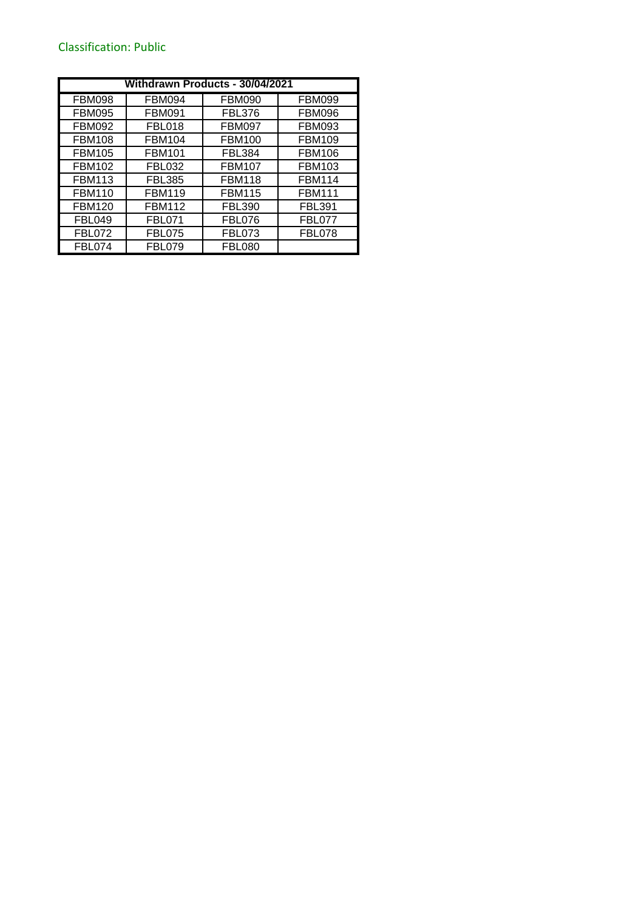Classification: Public

| Withdrawn Products - 30/04/2021 | | | |
|---|---|---|---|
| FBM098 | FBM094 | FBM090 | FBM099 |
| FBM095 | FBM091 | FBL376 | FBM096 |
| FBM092 | FBL018 | FBM097 | FBM093 |
| FBM108 | FBM104 | FBM100 | FBM109 |
| FBM105 | FBM101 | FBL384 | FBM106 |
| FBM102 | FBL032 | FBM107 | FBM103 |
| FBM113 | FBL385 | FBM118 | FBM114 |
| FBM110 | FBM119 | FBM115 | FBM111 |
| FBM120 | FBM112 | FBL390 | FBL391 |
| FBL049 | FBL071 | FBL076 | FBL077 |
| FBL072 | FBL075 | FBL073 | FBL078 |
| FBL074 | FBL079 | FBL080 | |